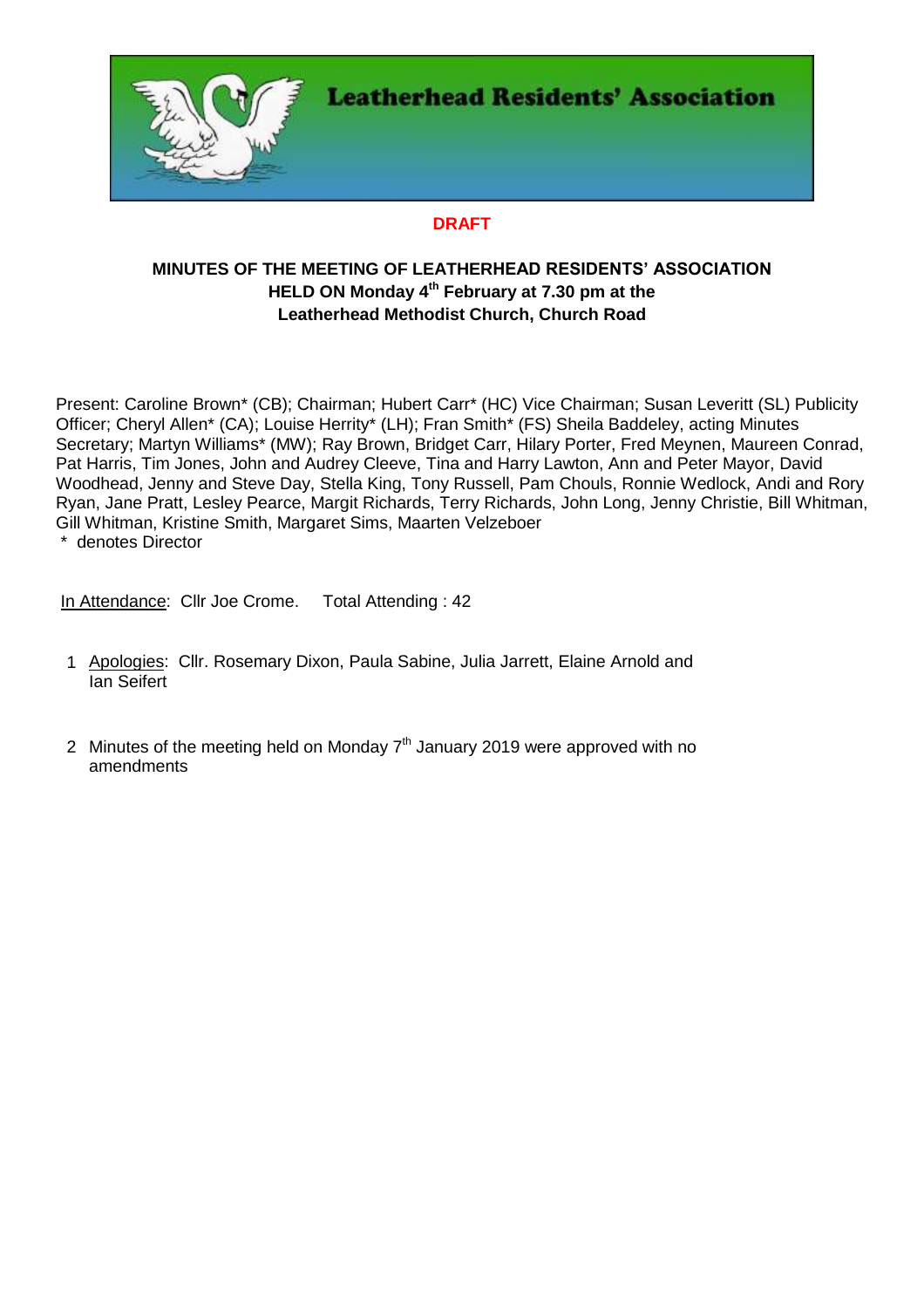**Leatherhead Residents' Association**

**DRAFT**

**MINUTES OF THE MEETING OF LEATHERHEAD RESIDENTS' ASSOCIATION HELD ON Monday 4th February at 7.30 pm at the Leatherhead Methodist Church, Church Road**

Present: Caroline Brown* (CB); Chairman; Hubert Carr* (HC) Vice Chairman; Susan Leveritt (SL) Publicity Officer; Cheryl Allen* (CA); Louise Herrity* (LH); Fran Smith* (FS) Sheila Baddeley, acting Minutes Secretary; Martyn Williams* (MW); Ray Brown, Bridget Carr, Hilary Porter, Fred Meynen, Maureen Conrad, Pat Harris, Tim Jones, John and Audrey Cleeve, Tina and Harry Lawton, Ann and Peter Mayor, David Woodhead, Jenny and Steve Day, Stella King, Tony Russell, Pam Chouls, Ronnie Wedlock, Andi and Rory Ryan, Jane Pratt, Lesley Pearce, Margit Richards, Terry Richards, John Long, Jenny Christie, Bill Whitman, Gill Whitman, Kristine Smith, Margaret Sims, Maarten Velzeboer
\* denotes Director

In Attendance: Cllr Joe Crome. Total Attending : 42

1. Apologies: Cllr. Rosemary Dixon, Paula Sabine, Julia Jarrett, Elaine Arnold and Ian Seifert

2. Minutes of the meeting held on Monday 7th January 2019 were approved with no amendments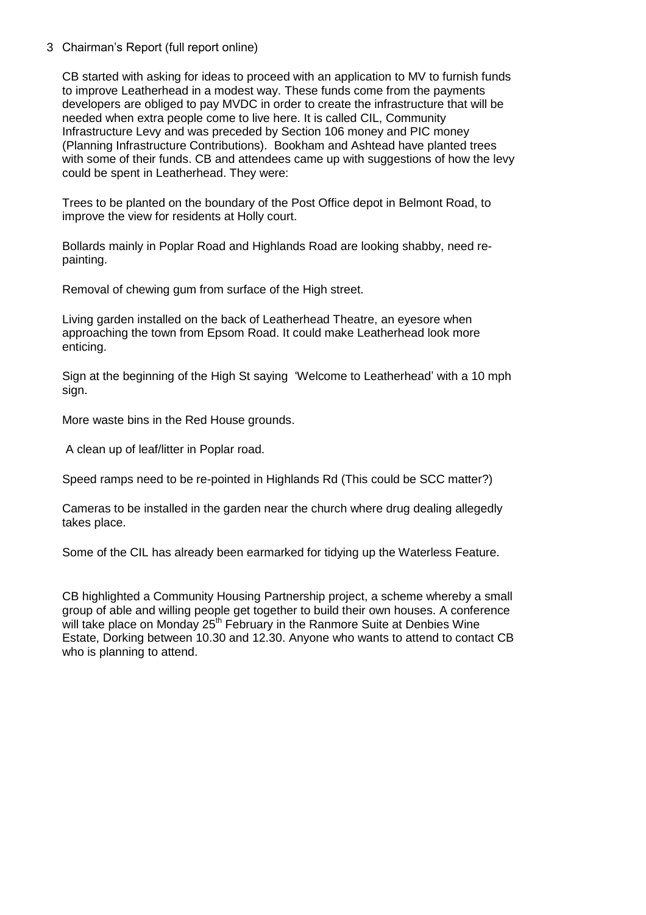3 Chairman's Report (full report online)

CB started with asking for ideas to proceed with an application to MV to furnish funds to improve Leatherhead in a modest way. These funds come from the payments developers are obliged to pay MVDC in order to create the infrastructure that will be needed when extra people come to live here. It is called CIL, Community Infrastructure Levy and was preceded by Section 106 money and PIC money (Planning Infrastructure Contributions). Bookham and Ashtead have planted trees with some of their funds. CB and attendees came up with suggestions of how the levy could be spent in Leatherhead. They were:

Trees to be planted on the boundary of the Post Office depot in Belmont Road, to improve the view for residents at Holly court.

Bollards mainly in Poplar Road and Highlands Road are looking shabby, need re-painting.

Removal of chewing gum from surface of the High street.

Living garden installed on the back of Leatherhead Theatre, an eyesore when approaching the town from Epsom Road. It could make Leatherhead look more enticing.

Sign at the beginning of the High St saying 'Welcome to Leatherhead' with a 10 mph sign.

More waste bins in the Red House grounds.

A clean up of leaf/litter in Poplar road.

Speed ramps need to be re-pointed in Highlands Rd (This could be SCC matter?)

Cameras to be installed in the garden near the church where drug dealing allegedly takes place.

Some of the CIL has already been earmarked for tidying up the Waterless Feature.

CB highlighted a Community Housing Partnership project, a scheme whereby a small group of able and willing people get together to build their own houses. A conference will take place on Monday 25th February in the Ranmore Suite at Denbies Wine Estate, Dorking between 10.30 and 12.30. Anyone who wants to attend to contact CB who is planning to attend.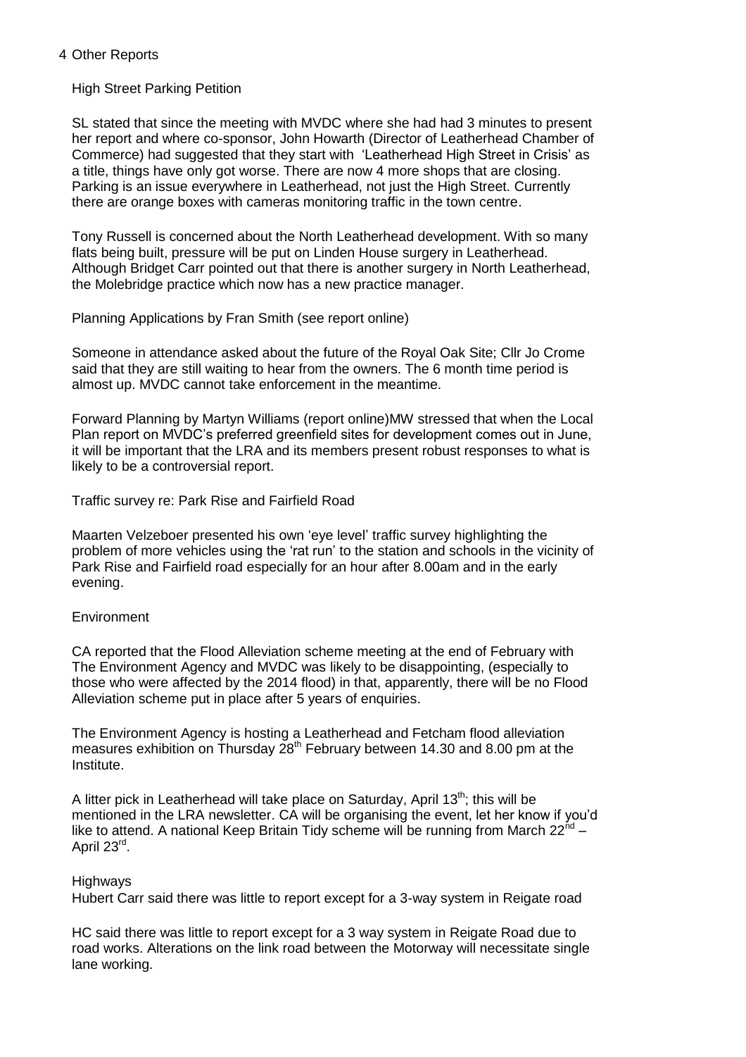4 Other Reports

High Street Parking Petition

SL stated that since the meeting with MVDC where she had had 3 minutes to present her report and where co-sponsor, John Howarth (Director of Leatherhead Chamber of Commerce) had suggested that they start with 'Leatherhead High Street in Crisis' as a title, things have only got worse. There are now 4 more shops that are closing. Parking is an issue everywhere in Leatherhead, not just the High Street. Currently there are orange boxes with cameras monitoring traffic in the town centre.

Tony Russell is concerned about the North Leatherhead development. With so many flats being built, pressure will be put on Linden House surgery in Leatherhead. Although Bridget Carr pointed out that there is another surgery in North Leatherhead, the Molebridge practice which now has a new practice manager.

Planning Applications by Fran Smith (see report online)

Someone in attendance asked about the future of the Royal Oak Site; Cllr Jo Crome said that they are still waiting to hear from the owners. The 6 month time period is almost up. MVDC cannot take enforcement in the meantime.

Forward Planning by Martyn Williams (report online)MW stressed that when the Local Plan report on MVDC's preferred greenfield sites for development comes out in June, it will be important that the LRA and its members present robust responses to what is likely to be a controversial report.

Traffic survey re: Park Rise and Fairfield Road

Maarten Velzeboer presented his own 'eye level' traffic survey highlighting the problem of more vehicles using the 'rat run' to the station and schools in the vicinity of Park Rise and Fairfield road especially for an hour after 8.00am and in the early evening.

Environment

CA reported that the Flood Alleviation scheme meeting at the end of February with The Environment Agency and MVDC was likely to be disappointing, (especially to those who were affected by the 2014 flood) in that, apparently, there will be no Flood Alleviation scheme put in place after 5 years of enquiries.

The Environment Agency is hosting a Leatherhead and Fetcham flood alleviation measures exhibition on Thursday 28th February between 14.30 and 8.00 pm at the Institute.

A litter pick in Leatherhead will take place on Saturday, April 13th; this will be mentioned in the LRA newsletter. CA will be organising the event, let her know if you'd like to attend. A national Keep Britain Tidy scheme will be running from March 22nd – April 23rd.

Highways

Hubert Carr said there was little to report except for a 3-way system in Reigate road

HC said there was little to report except for a 3 way system in Reigate Road due to road works. Alterations on the link road between the Motorway will necessitate single lane working.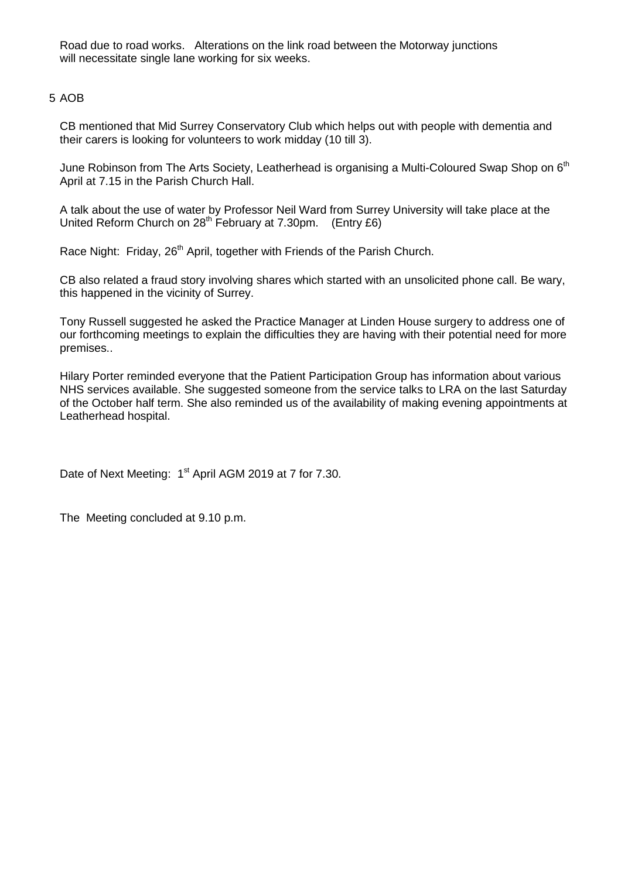Road due to road works. Alterations on the link road between the Motorway junctions will necessitate single lane working for six weeks.

5 AOB

CB mentioned that Mid Surrey Conservatory Club which helps out with people with dementia and their carers is looking for volunteers to work midday (10 till 3).

June Robinson from The Arts Society, Leatherhead is organising a Multi-Coloured Swap Shop on 6th April at 7.15 in the Parish Church Hall.

A talk about the use of water by Professor Neil Ward from Surrey University will take place at the United Reform Church on 28th February at 7.30pm. (Entry £6)

Race Night: Friday, 26th April, together with Friends of the Parish Church.

CB also related a fraud story involving shares which started with an unsolicited phone call. Be wary, this happened in the vicinity of Surrey.

Tony Russell suggested he asked the Practice Manager at Linden House surgery to address one of our forthcoming meetings to explain the difficulties they are having with their potential need for more premises..

Hilary Porter reminded everyone that the Patient Participation Group has information about various NHS services available. She suggested someone from the service talks to LRA on the last Saturday of the October half term. She also reminded us of the availability of making evening appointments at Leatherhead hospital.

Date of Next Meeting: 1st April AGM 2019 at 7 for 7.30.

The Meeting concluded at 9.10 p.m.